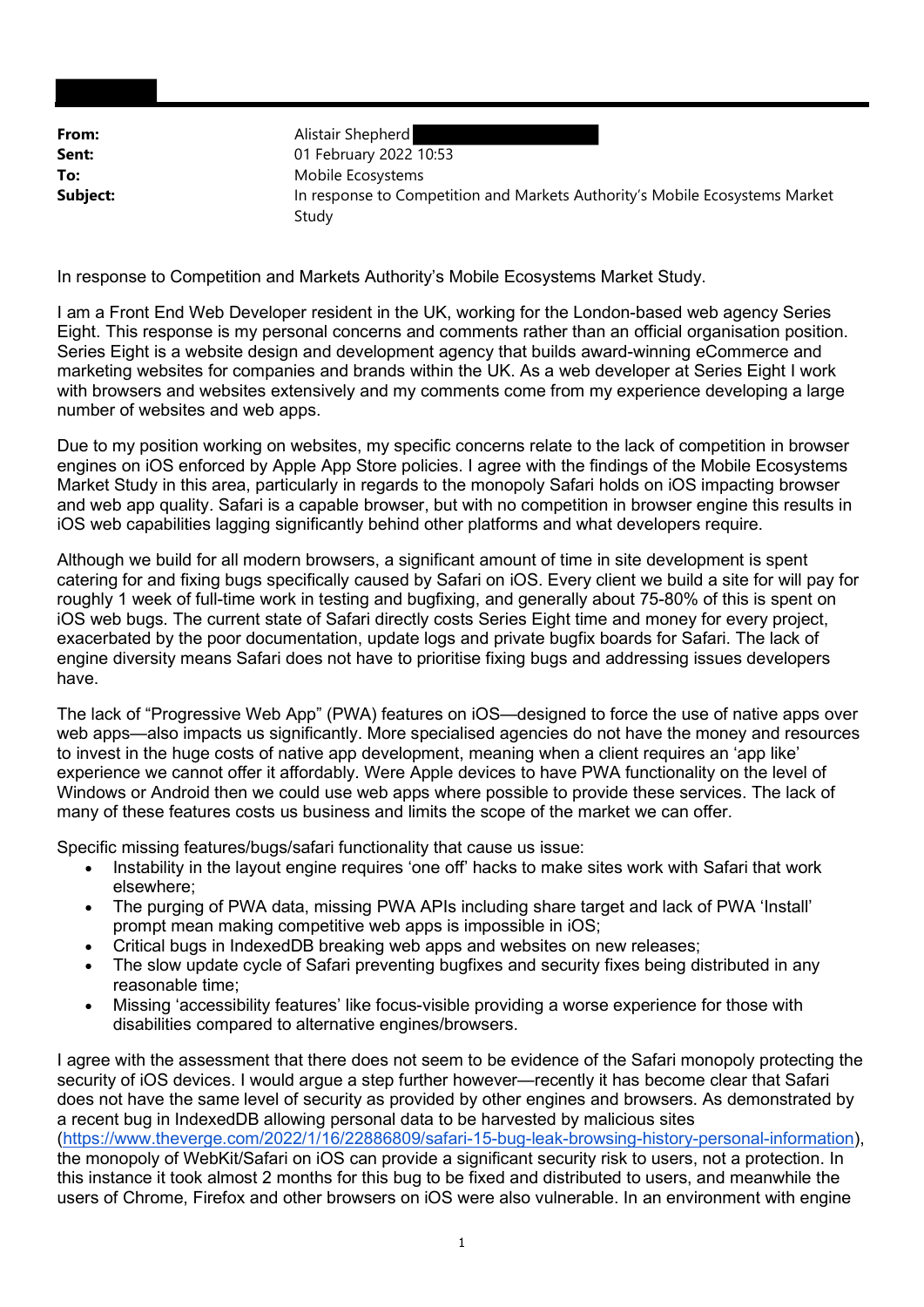| | |
|---|---|
| **From:** | Alistair Shepherd |
| **Sent:** | 01 February 2022 10:53 |
| **To:** | Mobile Ecosystems |
| **Subject:** | In response to Competition and Markets Authority's Mobile Ecosystems Market Study |

In response to Competition and Markets Authority's Mobile Ecosystems Market Study.

I am a Front End Web Developer resident in the UK, working for the London-based web agency Series Eight. This response is my personal concerns and comments rather than an official organisation position. Series Eight is a website design and development agency that builds award-winning eCommerce and marketing websites for companies and brands within the UK. As a web developer at Series Eight I work with browsers and websites extensively and my comments come from my experience developing a large number of websites and web apps.

Due to my position working on websites, my specific concerns relate to the lack of competition in browser engines on iOS enforced by Apple App Store policies. I agree with the findings of the Mobile Ecosystems Market Study in this area, particularly in regards to the monopoly Safari holds on iOS impacting browser and web app quality. Safari is a capable browser, but with no competition in browser engine this results in iOS web capabilities lagging significantly behind other platforms and what developers require.

Although we build for all modern browsers, a significant amount of time in site development is spent catering for and fixing bugs specifically caused by Safari on iOS. Every client we build a site for will pay for roughly 1 week of full-time work in testing and bugfixing, and generally about 75-80% of this is spent on iOS web bugs. The current state of Safari directly costs Series Eight time and money for every project, exacerbated by the poor documentation, update logs and private bugfix boards for Safari. The lack of engine diversity means Safari does not have to prioritise fixing bugs and addressing issues developers have.

The lack of "Progressive Web App" (PWA) features on iOS—designed to force the use of native apps over web apps—also impacts us significantly. More specialised agencies do not have the money and resources to invest in the huge costs of native app development, meaning when a client requires an 'app like' experience we cannot offer it affordably. Were Apple devices to have PWA functionality on the level of Windows or Android then we could use web apps where possible to provide these services. The lack of many of these features costs us business and limits the scope of the market we can offer.

Specific missing features/bugs/safari functionality that cause us issue:

- Instability in the layout engine requires 'one off' hacks to make sites work with Safari that work elsewhere;
- The purging of PWA data, missing PWA APIs including share target and lack of PWA 'Install' prompt mean making competitive web apps is impossible in iOS;
- Critical bugs in IndexedDB breaking web apps and websites on new releases;
- The slow update cycle of Safari preventing bugfixes and security fixes being distributed in any reasonable time;
- Missing 'accessibility features' like focus-visible providing a worse experience for those with disabilities compared to alternative engines/browsers.

I agree with the assessment that there does not seem to be evidence of the Safari monopoly protecting the security of iOS devices. I would argue a step further however—recently it has become clear that Safari does not have the same level of security as provided by other engines and browsers. As demonstrated by a recent bug in IndexedDB allowing personal data to be harvested by malicious sites (https://www.theverge.com/2022/1/16/22886809/safari-15-bug-leak-browsing-history-personal-information), the monopoly of WebKit/Safari on iOS can provide a significant security risk to users, not a protection. In this instance it took almost 2 months for this bug to be fixed and distributed to users, and meanwhile the users of Chrome, Firefox and other browsers on iOS were also vulnerable. In an environment with engine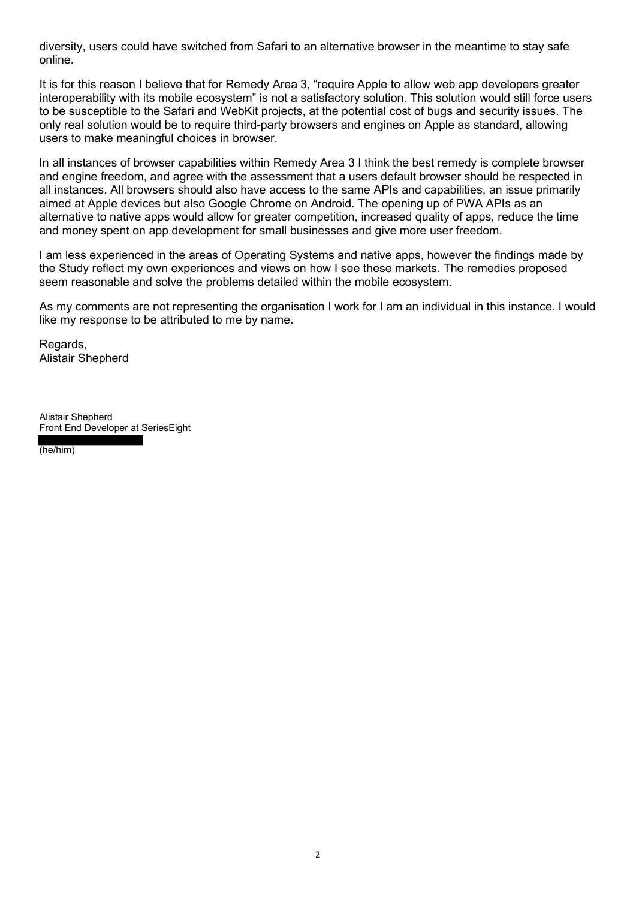diversity, users could have switched from Safari to an alternative browser in the meantime to stay safe online.

It is for this reason I believe that for Remedy Area 3, "require Apple to allow web app developers greater interoperability with its mobile ecosystem" is not a satisfactory solution. This solution would still force users to be susceptible to the Safari and WebKit projects, at the potential cost of bugs and security issues. The only real solution would be to require third-party browsers and engines on Apple as standard, allowing users to make meaningful choices in browser.

In all instances of browser capabilities within Remedy Area 3 I think the best remedy is complete browser and engine freedom, and agree with the assessment that a users default browser should be respected in all instances. All browsers should also have access to the same APIs and capabilities, an issue primarily aimed at Apple devices but also Google Chrome on Android. The opening up of PWA APIs as an alternative to native apps would allow for greater competition, increased quality of apps, reduce the time and money spent on app development for small businesses and give more user freedom.

I am less experienced in the areas of Operating Systems and native apps, however the findings made by the Study reflect my own experiences and views on how I see these markets. The remedies proposed seem reasonable and solve the problems detailed within the mobile ecosystem.

As my comments are not representing the organisation I work for I am an individual in this instance. I would like my response to be attributed to me by name.

Regards,
Alistair Shepherd

Alistair Shepherd
Front End Developer at SeriesEight

(he/him)